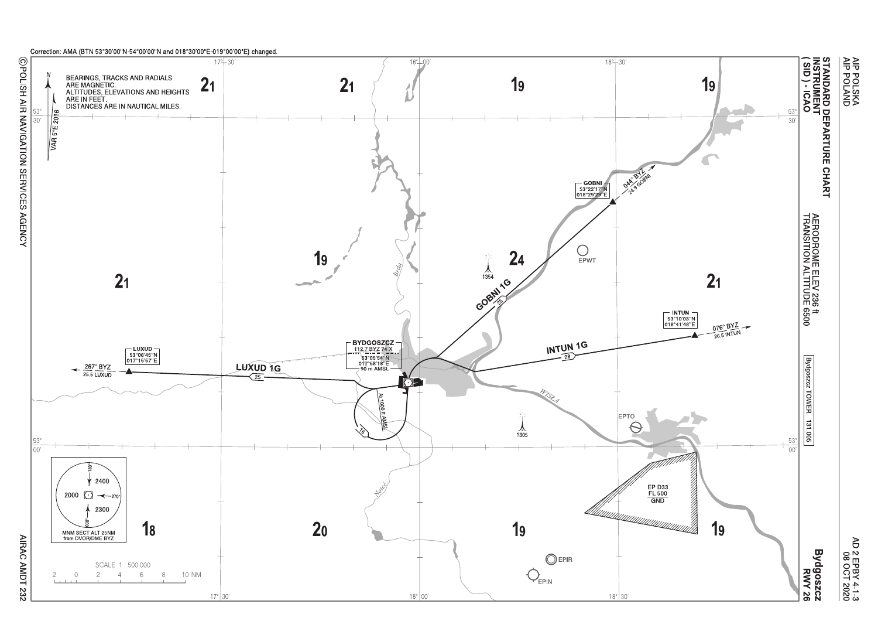# STANDARD DEPARTURE CHART INSTRUMENT (SID) - ICAO

**Bydgoszcz RWY 26**

AERODROME ELEV 236 ft
TRANSITION ALTITUDE 6500

Bydgoszcz TOWER 131.005

Correction: AMA (BTN 53°30'00"N-54°00'00"N and 018°30'00"E-019°00'00"E) changed.

BEARINGS, TRACKS AND RADIALS ARE MAGNETIC.
ALTITUDES, ELEVATIONS AND HEIGHTS ARE IN FEET.
DISTANCES ARE IN NAUTICAL MILES.

VAR 5°E 2016

**BYDGOSZCZ**
112.7 BYZ 74 X
53°05'54"N
017°58'18"E
90 m AMSL

**LUXUD**
53°06'45"N
017°15'57"E

**LUXUD 1G** — 25 — 267° BYZ 25.5 LUXUD

**GOBNI**
53°22'17"N
018°29'29"E

**GOBNI 1G** — 25 — 044° BYZ 24.9 GOBNI

**INTUN**
53°10'03"N
018°41'48"E

**INTUN 1G** — 28 — 076° BYZ 26.5 INTUN

At 1000 ft AMSL — 16

EPWT, EPTO, EPIR, EPIN

EP D33
FL 500
GND

1354, 1305

Brda, WISŁA, Noteć

MNM SECT ALT 25NM from DVOR/DME BYZ: 2400 (180°–270°), 2000 (270°–360°), 2300 (360°–180°)

SCALE 1 : 500 000

© POLISH AIR NAVIGATION SERVICES AGENCY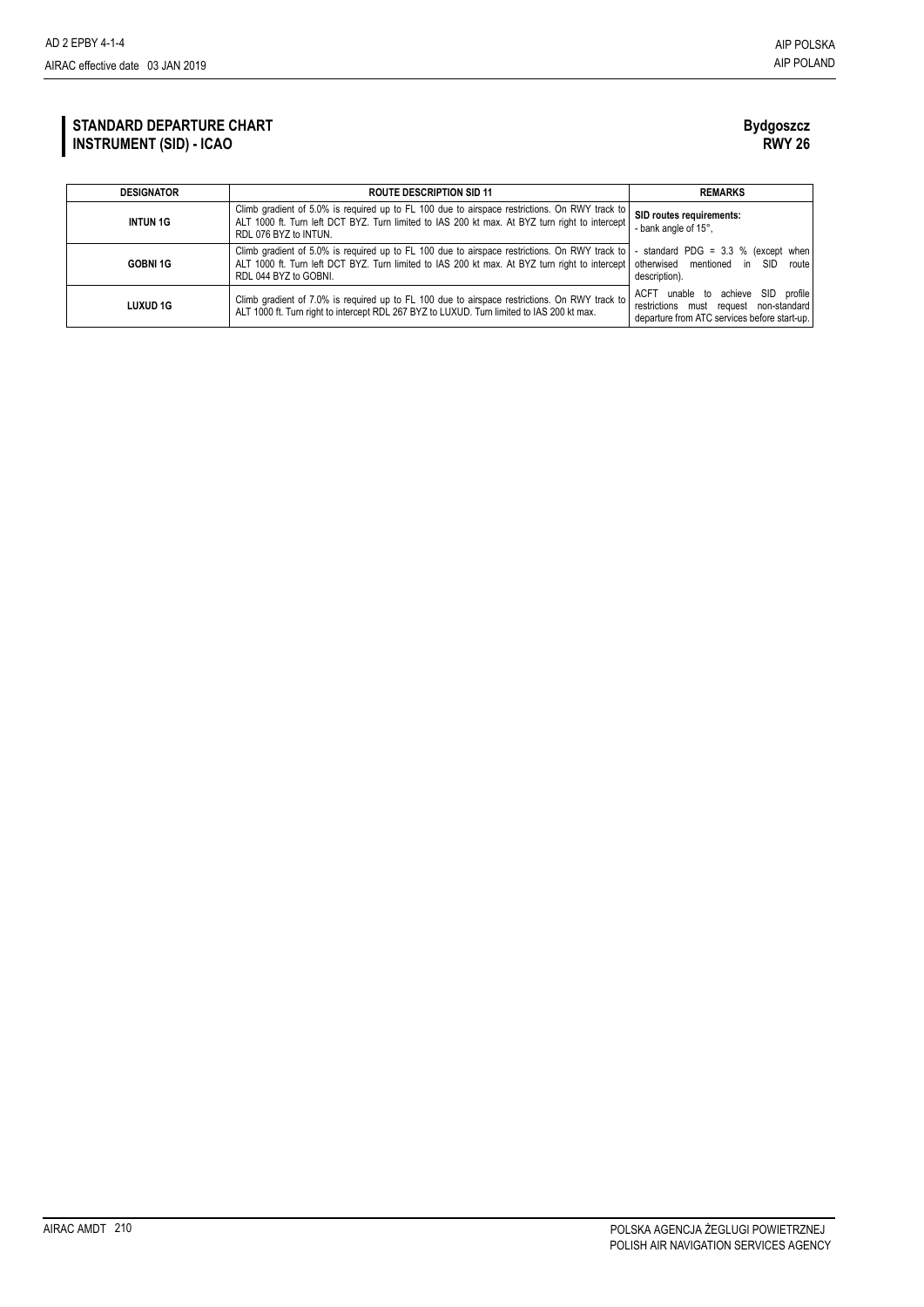## STANDARD DEPARTURE CHART INSTRUMENT (SID) - ICAO

## Bydgoszcz RWY 26

| DESIGNATOR | ROUTE DESCRIPTION SID 11 | REMARKS |
|---|---|---|
| INTUN 1G | Climb gradient of 5.0% is required up to FL 100 due to airspace restrictions. On RWY track to ALT 1000 ft. Turn left DCT BYZ. Turn limited to IAS 200 kt max. At BYZ turn right to intercept RDL 076 BYZ to INTUN. | **SID routes requirements:**<br>- bank angle of 15°,<br>- standard PDG = 3.3 % (except when otherwised mentioned in SID route description).<br>ACFT unable to achieve SID profile restrictions must request non-standard departure from ATC services before start-up. |
| GOBNI 1G | Climb gradient of 5.0% is required up to FL 100 due to airspace restrictions. On RWY track to ALT 1000 ft. Turn left DCT BYZ. Turn limited to IAS 200 kt max. At BYZ turn right to intercept RDL 044 BYZ to GOBNI. | |
| LUXUD 1G | Climb gradient of 7.0% is required up to FL 100 due to airspace restrictions. On RWY track to ALT 1000 ft. Turn right to intercept RDL 267 BYZ to LUXUD. Turn limited to IAS 200 kt max. | |